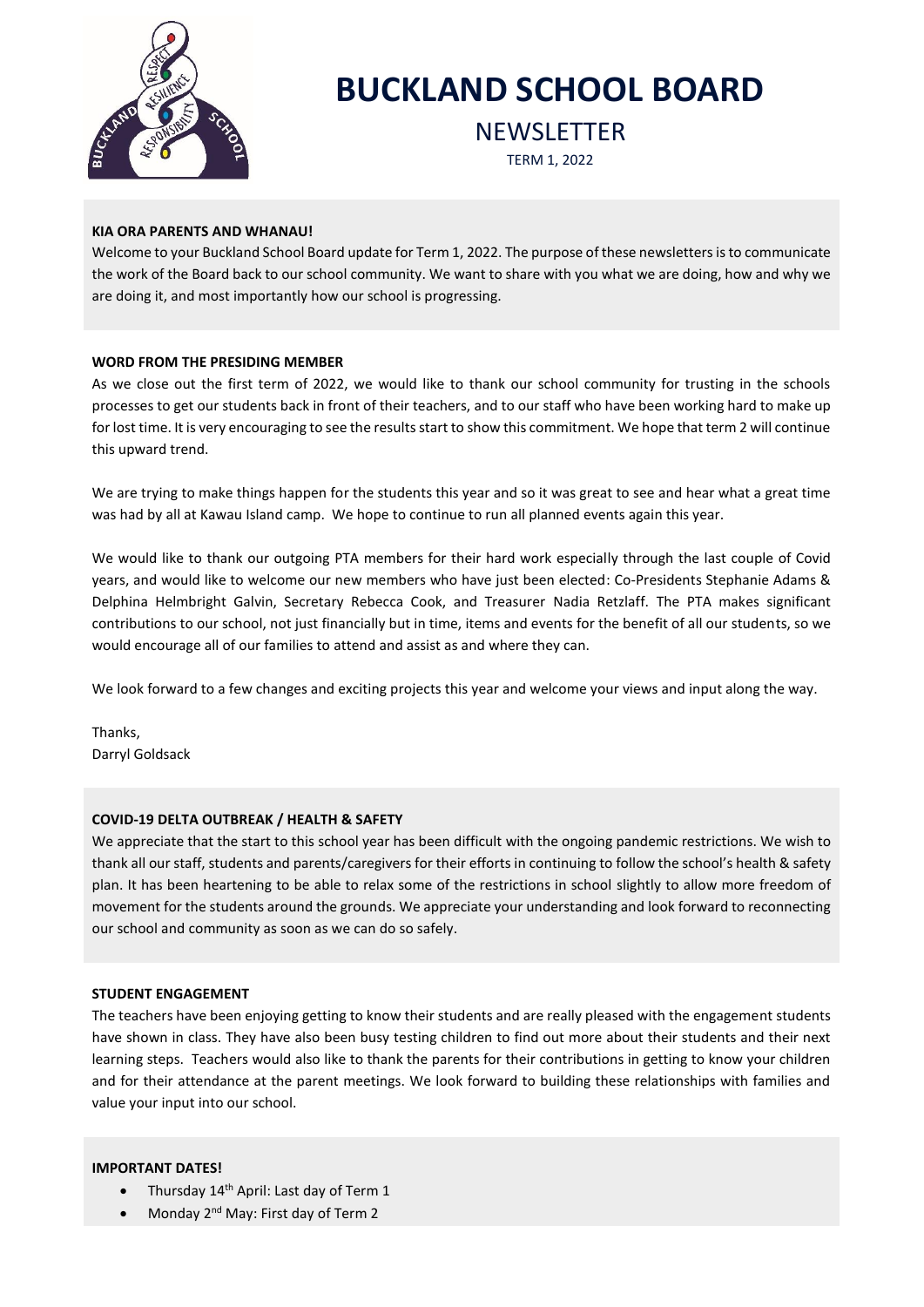# BUCKLAND SCHOOL BOARD

## NEWSLETTER

TERM 1, 2022

**KIA ORA PARENTS AND WHANAU!**

Welcome to your Buckland School Board update for Term 1, 2022. The purpose of these newsletters is to communicate the work of the Board back to our school community. We want to share with you what we are doing, how and why we are doing it, and most importantly how our school is progressing.

**WORD FROM THE PRESIDING MEMBER**

As we close out the first term of 2022, we would like to thank our school community for trusting in the schools processes to get our students back in front of their teachers, and to our staff who have been working hard to make up for lost time. It is very encouraging to see the results start to show this commitment. We hope that term 2 will continue this upward trend.

We are trying to make things happen for the students this year and so it was great to see and hear what a great time was had by all at Kawau Island camp. We hope to continue to run all planned events again this year.

We would like to thank our outgoing PTA members for their hard work especially through the last couple of Covid years, and would like to welcome our new members who have just been elected: Co-Presidents Stephanie Adams & Delphina Helmbright Galvin, Secretary Rebecca Cook, and Treasurer Nadia Retzlaff. The PTA makes significant contributions to our school, not just financially but in time, items and events for the benefit of all our students, so we would encourage all of our families to attend and assist as and where they can.

We look forward to a few changes and exciting projects this year and welcome your views and input along the way.

Thanks,
Darryl Goldsack

**COVID-19 DELTA OUTBREAK / HEALTH & SAFETY**

We appreciate that the start to this school year has been difficult with the ongoing pandemic restrictions. We wish to thank all our staff, students and parents/caregivers for their efforts in continuing to follow the school's health & safety plan. It has been heartening to be able to relax some of the restrictions in school slightly to allow more freedom of movement for the students around the grounds. We appreciate your understanding and look forward to reconnecting our school and community as soon as we can do so safely.

**STUDENT ENGAGEMENT**

The teachers have been enjoying getting to know their students and are really pleased with the engagement students have shown in class. They have also been busy testing children to find out more about their students and their next learning steps. Teachers would also like to thank the parents for their contributions in getting to know your children and for their attendance at the parent meetings. We look forward to building these relationships with families and value your input into our school.

**IMPORTANT DATES!**

- Thursday 14th April: Last day of Term 1
- Monday 2nd May: First day of Term 2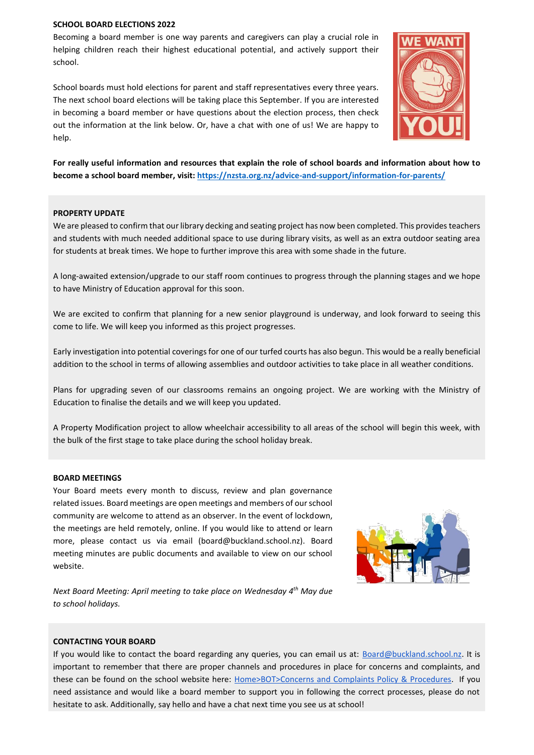**SCHOOL BOARD ELECTIONS 2022**

Becoming a board member is one way parents and caregivers can play a crucial role in helping children reach their highest educational potential, and actively support their school.

School boards must hold elections for parent and staff representatives every three years. The next school board elections will be taking place this September. If you are interested in becoming a board member or have questions about the election process, then check out the information at the link below. Or, have a chat with one of us! We are happy to help.

**For really useful information and resources that explain the role of school boards and information about how to become a school board member, visit: https://nzsta.org.nz/advice-and-support/information-for-parents/**

**PROPERTY UPDATE**

We are pleased to confirm that our library decking and seating project has now been completed. This provides teachers and students with much needed additional space to use during library visits, as well as an extra outdoor seating area for students at break times. We hope to further improve this area with some shade in the future.

A long-awaited extension/upgrade to our staff room continues to progress through the planning stages and we hope to have Ministry of Education approval for this soon.

We are excited to confirm that planning for a new senior playground is underway, and look forward to seeing this come to life. We will keep you informed as this project progresses.

Early investigation into potential coverings for one of our turfed courts has also begun. This would be a really beneficial addition to the school in terms of allowing assemblies and outdoor activities to take place in all weather conditions.

Plans for upgrading seven of our classrooms remains an ongoing project. We are working with the Ministry of Education to finalise the details and we will keep you updated.

A Property Modification project to allow wheelchair accessibility to all areas of the school will begin this week, with the bulk of the first stage to take place during the school holiday break.

**BOARD MEETINGS**

Your Board meets every month to discuss, review and plan governance related issues. Board meetings are open meetings and members of our school community are welcome to attend as an observer. In the event of lockdown, the meetings are held remotely, online. If you would like to attend or learn more, please contact us via email (board@buckland.school.nz). Board meeting minutes are public documents and available to view on our school website.

*Next Board Meeting: April meeting to take place on Wednesday 4th May due to school holidays.*

**CONTACTING YOUR BOARD**

If you would like to contact the board regarding any queries, you can email us at: Board@buckland.school.nz. It is important to remember that there are proper channels and procedures in place for concerns and complaints, and these can be found on the school website here: Home>BOT>Concerns and Complaints Policy & Procedures. If you need assistance and would like a board member to support you in following the correct processes, please do not hesitate to ask. Additionally, say hello and have a chat next time you see us at school!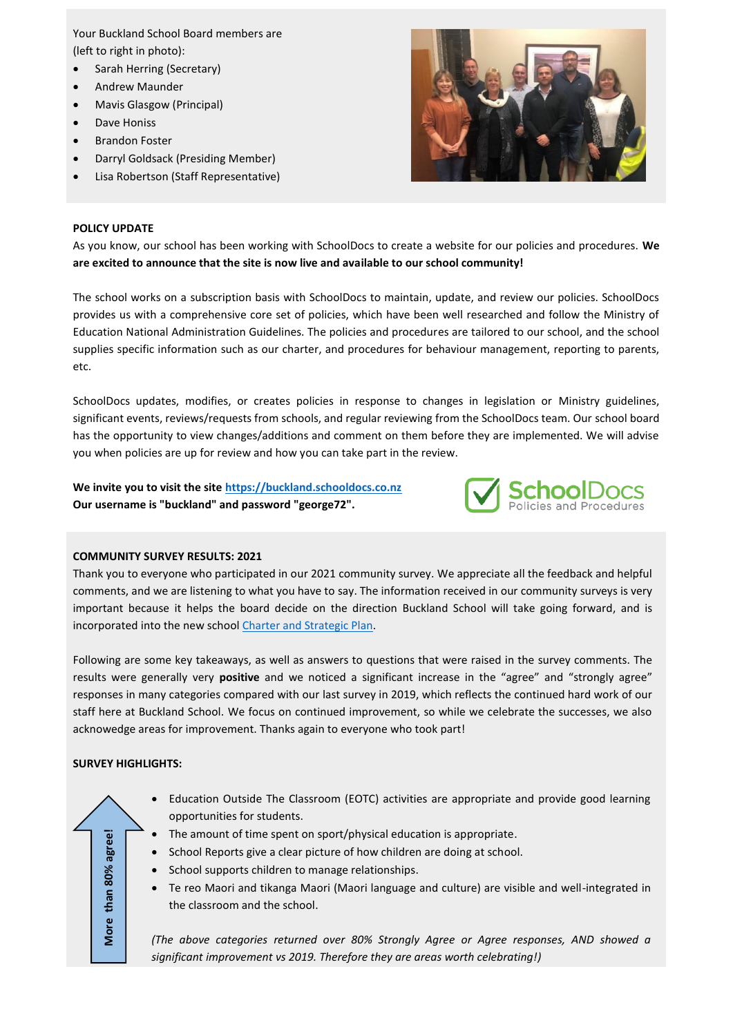Your Buckland School Board members are (left to right in photo):

- Sarah Herring (Secretary)
- Andrew Maunder
- Mavis Glasgow (Principal)
- Dave Honiss
- Brandon Foster
- Darryl Goldsack (Presiding Member)
- Lisa Robertson (Staff Representative)

**POLICY UPDATE**

As you know, our school has been working with SchoolDocs to create a website for our policies and procedures. **We are excited to announce that the site is now live and available to our school community!**

The school works on a subscription basis with SchoolDocs to maintain, update, and review our policies. SchoolDocs provides us with a comprehensive core set of policies, which have been well researched and follow the Ministry of Education National Administration Guidelines. The policies and procedures are tailored to our school, and the school supplies specific information such as our charter, and procedures for behaviour management, reporting to parents, etc.

SchoolDocs updates, modifies, or creates policies in response to changes in legislation or Ministry guidelines, significant events, reviews/requests from schools, and regular reviewing from the SchoolDocs team. Our school board has the opportunity to view changes/additions and comment on them before they are implemented. We will advise you when policies are up for review and how you can take part in the review.

**We invite you to visit the site [https://buckland.schooldocs.co.nz](https://buckland.schooldocs.co.nz)**
**Our username is "buckland" and password "george72".**

SchoolDocs Policies and Procedures

**COMMUNITY SURVEY RESULTS: 2021**

Thank you to everyone who participated in our 2021 community survey. We appreciate all the feedback and helpful comments, and we are listening to what you have to say. The information received in our community surveys is very important because it helps the board decide on the direction Buckland School will take going forward, and is incorporated into the new school Charter and Strategic Plan.

Following are some key takeaways, as well as answers to questions that were raised in the survey comments. The results were generally very **positive** and we noticed a significant increase in the "agree" and "strongly agree" responses in many categories compared with our last survey in 2019, which reflects the continued hard work of our staff here at Buckland School. We focus on continued improvement, so while we celebrate the successes, we also acknowedge areas for improvement. Thanks again to everyone who took part!

**SURVEY HIGHLIGHTS:**

**More than 80% agree!**

- Education Outside The Classroom (EOTC) activities are appropriate and provide good learning opportunities for students.
- The amount of time spent on sport/physical education is appropriate.
- School Reports give a clear picture of how children are doing at school.
- School supports children to manage relationships.
- Te reo Maori and tikanga Maori (Maori language and culture) are visible and well-integrated in the classroom and the school.

*(The above categories returned over 80% Strongly Agree or Agree responses, AND showed a significant improvement vs 2019. Therefore they are areas worth celebrating!)*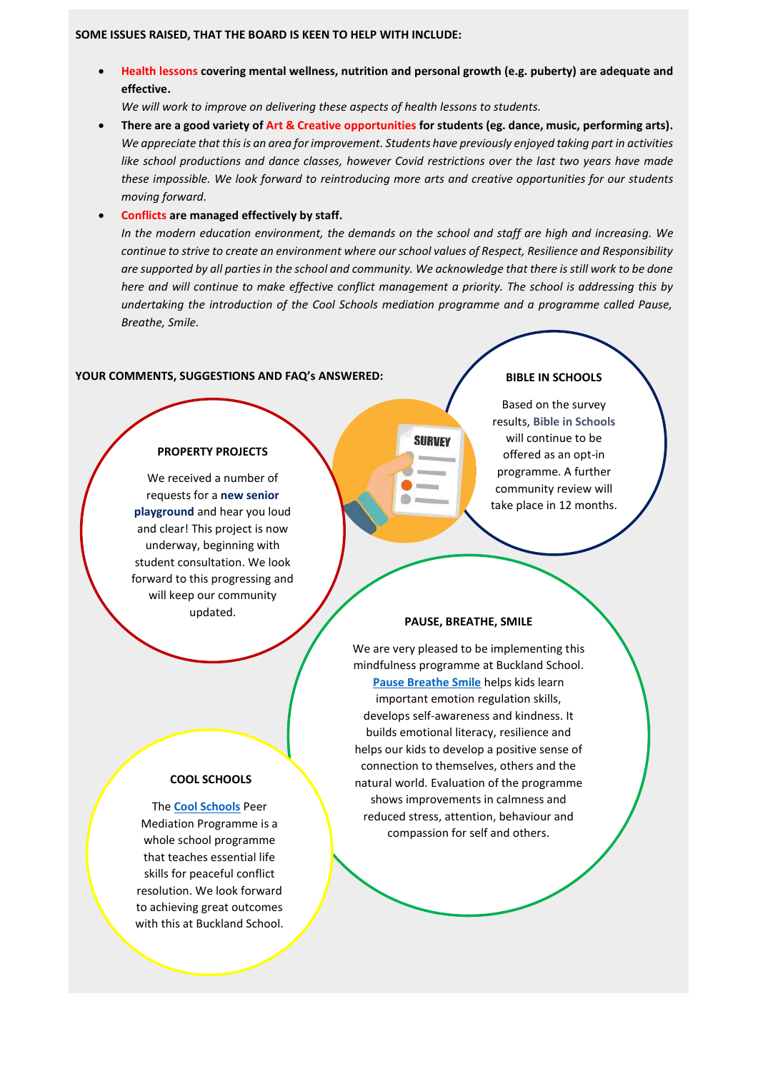**SOME ISSUES RAISED, THAT THE BOARD IS KEEN TO HELP WITH INCLUDE:**

- **Health lessons covering mental wellness, nutrition and personal growth (e.g. puberty) are adequate and effective.**
  *We will work to improve on delivering these aspects of health lessons to students.*
- **There are a good variety of Art & Creative opportunities for students (eg. dance, music, performing arts).**
  *We appreciate that this is an area for improvement. Students have previously enjoyed taking part in activities like school productions and dance classes, however Covid restrictions over the last two years have made these impossible. We look forward to reintroducing more arts and creative opportunities for our students moving forward.*
- **Conflicts are managed effectively by staff.**
  *In the modern education environment, the demands on the school and staff are high and increasing. We continue to strive to create an environment where our school values of Respect, Resilience and Responsibility are supported by all parties in the school and community. We acknowledge that there is still work to be done here and will continue to make effective conflict management a priority. The school is addressing this by undertaking the introduction of the Cool Schools mediation programme and a programme called Pause, Breathe, Smile.*

**YOUR COMMENTS, SUGGESTIONS AND FAQ's ANSWERED:**

**BIBLE IN SCHOOLS**

Based on the survey results, **Bible in Schools** will continue to be offered as an opt-in programme. A further community review will take place in 12 months.

**PROPERTY PROJECTS**

We received a number of requests for a **new senior playground** and hear you loud and clear! This project is now underway, beginning with student consultation. We look forward to this progressing and will keep our community updated.

**PAUSE, BREATHE, SMILE**

We are very pleased to be implementing this mindfulness programme at Buckland School. **Pause Breathe Smile** helps kids learn important emotion regulation skills, develops self-awareness and kindness. It builds emotional literacy, resilience and helps our kids to develop a positive sense of connection to themselves, others and the natural world. Evaluation of the programme shows improvements in calmness and reduced stress, attention, behaviour and compassion for self and others.

**COOL SCHOOLS**

The **Cool Schools** Peer Mediation Programme is a whole school programme that teaches essential life skills for peaceful conflict resolution. We look forward to achieving great outcomes with this at Buckland School.